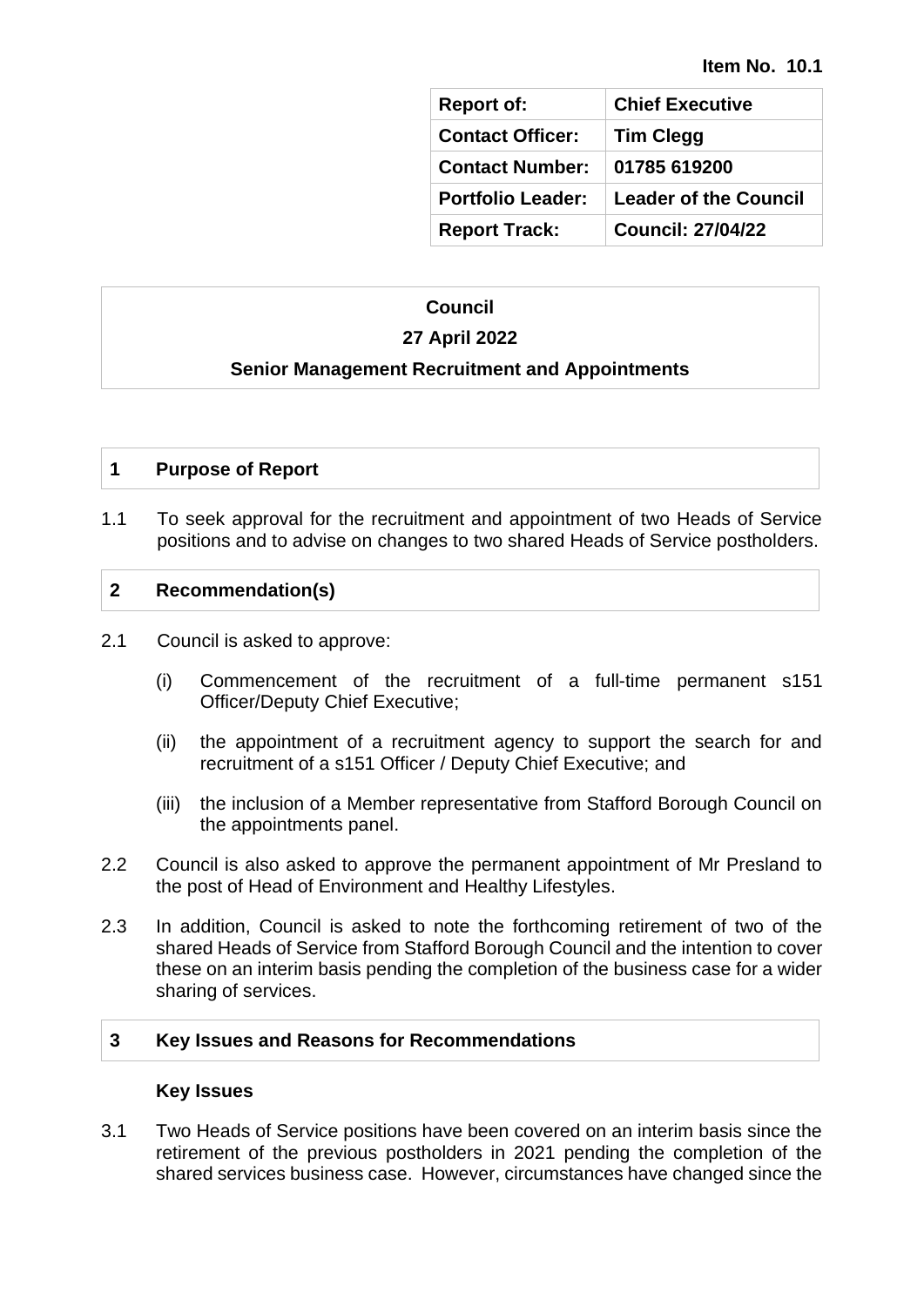**Item No. 10.1**

| Report of: | Chief Executive |
|---|---|
| Contact Officer: | Tim Clegg |
| Contact Number: | 01785 619200 |
| Portfolio Leader: | Leader of the Council |
| Report Track: | Council: 27/04/22 |

**Council**

**27 April 2022**

**Senior Management Recruitment and Appointments**

## 1 Purpose of Report

1.1 To seek approval for the recruitment and appointment of two Heads of Service positions and to advise on changes to two shared Heads of Service postholders.

## 2 Recommendation(s)

2.1 Council is asked to approve:

(i) Commencement of the recruitment of a full-time permanent s151 Officer/Deputy Chief Executive;

(ii) the appointment of a recruitment agency to support the search for and recruitment of a s151 Officer / Deputy Chief Executive; and

(iii) the inclusion of a Member representative from Stafford Borough Council on the appointments panel.

2.2 Council is also asked to approve the permanent appointment of Mr Presland to the post of Head of Environment and Healthy Lifestyles.

2.3 In addition, Council is asked to note the forthcoming retirement of two of the shared Heads of Service from Stafford Borough Council and the intention to cover these on an interim basis pending the completion of the business case for a wider sharing of services.

## 3 Key Issues and Reasons for Recommendations

**Key Issues**

3.1 Two Heads of Service positions have been covered on an interim basis since the retirement of the previous postholders in 2021 pending the completion of the shared services business case. However, circumstances have changed since the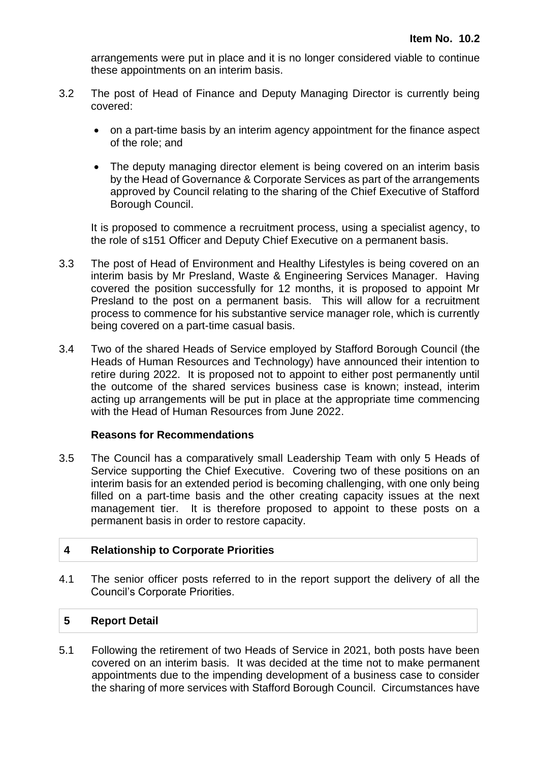arrangements were put in place and it is no longer considered viable to continue these appointments on an interim basis.

3.2 The post of Head of Finance and Deputy Managing Director is currently being covered:

- on a part-time basis by an interim agency appointment for the finance aspect of the role; and
- The deputy managing director element is being covered on an interim basis by the Head of Governance & Corporate Services as part of the arrangements approved by Council relating to the sharing of the Chief Executive of Stafford Borough Council.

It is proposed to commence a recruitment process, using a specialist agency, to the role of s151 Officer and Deputy Chief Executive on a permanent basis.

3.3 The post of Head of Environment and Healthy Lifestyles is being covered on an interim basis by Mr Presland, Waste & Engineering Services Manager. Having covered the position successfully for 12 months, it is proposed to appoint Mr Presland to the post on a permanent basis. This will allow for a recruitment process to commence for his substantive service manager role, which is currently being covered on a part-time casual basis.

3.4 Two of the shared Heads of Service employed by Stafford Borough Council (the Heads of Human Resources and Technology) have announced their intention to retire during 2022. It is proposed not to appoint to either post permanently until the outcome of the shared services business case is known; instead, interim acting up arrangements will be put in place at the appropriate time commencing with the Head of Human Resources from June 2022.

**Reasons for Recommendations**

3.5 The Council has a comparatively small Leadership Team with only 5 Heads of Service supporting the Chief Executive. Covering two of these positions on an interim basis for an extended period is becoming challenging, with one only being filled on a part-time basis and the other creating capacity issues at the next management tier. It is therefore proposed to appoint to these posts on a permanent basis in order to restore capacity.

## 4 Relationship to Corporate Priorities

4.1 The senior officer posts referred to in the report support the delivery of all the Council's Corporate Priorities.

## 5 Report Detail

5.1 Following the retirement of two Heads of Service in 2021, both posts have been covered on an interim basis. It was decided at the time not to make permanent appointments due to the impending development of a business case to consider the sharing of more services with Stafford Borough Council. Circumstances have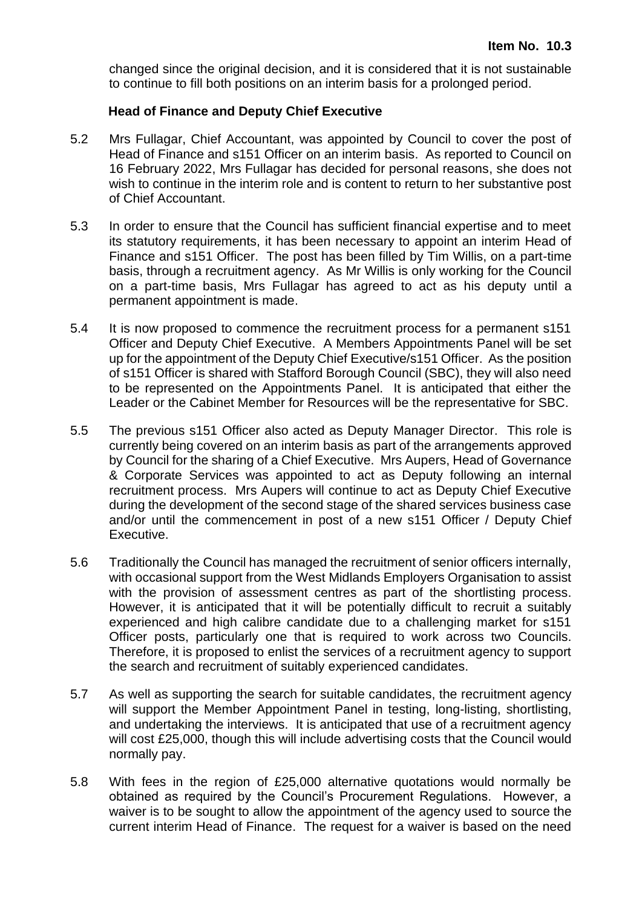changed since the original decision, and it is considered that it is not sustainable to continue to fill both positions on an interim basis for a prolonged period.

**Head of Finance and Deputy Chief Executive**

5.2 Mrs Fullagar, Chief Accountant, was appointed by Council to cover the post of Head of Finance and s151 Officer on an interim basis. As reported to Council on 16 February 2022, Mrs Fullagar has decided for personal reasons, she does not wish to continue in the interim role and is content to return to her substantive post of Chief Accountant.

5.3 In order to ensure that the Council has sufficient financial expertise and to meet its statutory requirements, it has been necessary to appoint an interim Head of Finance and s151 Officer. The post has been filled by Tim Willis, on a part-time basis, through a recruitment agency. As Mr Willis is only working for the Council on a part-time basis, Mrs Fullagar has agreed to act as his deputy until a permanent appointment is made.

5.4 It is now proposed to commence the recruitment process for a permanent s151 Officer and Deputy Chief Executive. A Members Appointments Panel will be set up for the appointment of the Deputy Chief Executive/s151 Officer. As the position of s151 Officer is shared with Stafford Borough Council (SBC), they will also need to be represented on the Appointments Panel. It is anticipated that either the Leader or the Cabinet Member for Resources will be the representative for SBC.

5.5 The previous s151 Officer also acted as Deputy Manager Director. This role is currently being covered on an interim basis as part of the arrangements approved by Council for the sharing of a Chief Executive. Mrs Aupers, Head of Governance & Corporate Services was appointed to act as Deputy following an internal recruitment process. Mrs Aupers will continue to act as Deputy Chief Executive during the development of the second stage of the shared services business case and/or until the commencement in post of a new s151 Officer / Deputy Chief Executive.

5.6 Traditionally the Council has managed the recruitment of senior officers internally, with occasional support from the West Midlands Employers Organisation to assist with the provision of assessment centres as part of the shortlisting process. However, it is anticipated that it will be potentially difficult to recruit a suitably experienced and high calibre candidate due to a challenging market for s151 Officer posts, particularly one that is required to work across two Councils. Therefore, it is proposed to enlist the services of a recruitment agency to support the search and recruitment of suitably experienced candidates.

5.7 As well as supporting the search for suitable candidates, the recruitment agency will support the Member Appointment Panel in testing, long-listing, shortlisting, and undertaking the interviews. It is anticipated that use of a recruitment agency will cost £25,000, though this will include advertising costs that the Council would normally pay.

5.8 With fees in the region of £25,000 alternative quotations would normally be obtained as required by the Council's Procurement Regulations. However, a waiver is to be sought to allow the appointment of the agency used to source the current interim Head of Finance. The request for a waiver is based on the need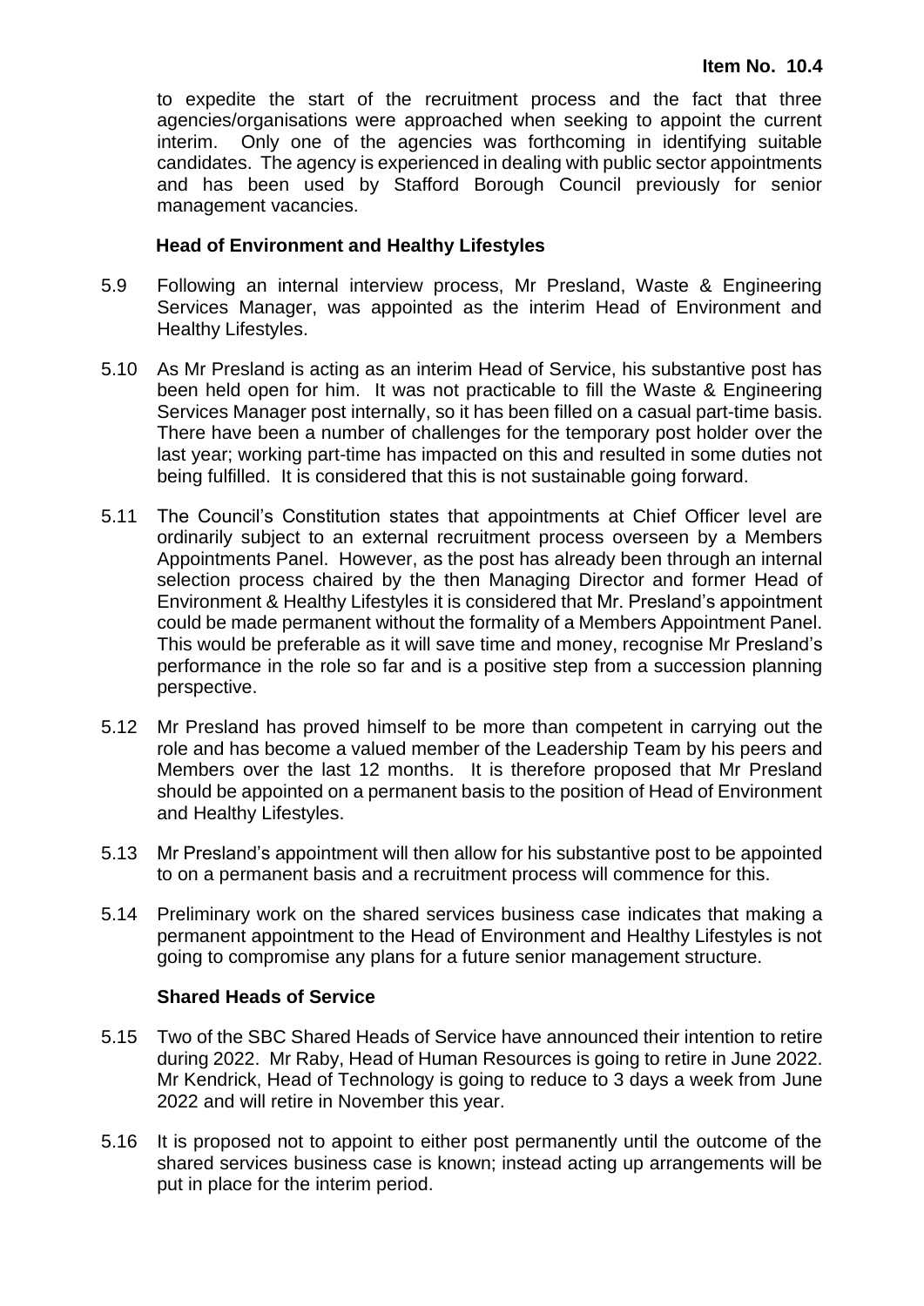to expedite the start of the recruitment process and the fact that three agencies/organisations were approached when seeking to appoint the current interim. Only one of the agencies was forthcoming in identifying suitable candidates. The agency is experienced in dealing with public sector appointments and has been used by Stafford Borough Council previously for senior management vacancies.

**Head of Environment and Healthy Lifestyles**

5.9 Following an internal interview process, Mr Presland, Waste & Engineering Services Manager, was appointed as the interim Head of Environment and Healthy Lifestyles.

5.10 As Mr Presland is acting as an interim Head of Service, his substantive post has been held open for him. It was not practicable to fill the Waste & Engineering Services Manager post internally, so it has been filled on a casual part-time basis. There have been a number of challenges for the temporary post holder over the last year; working part-time has impacted on this and resulted in some duties not being fulfilled. It is considered that this is not sustainable going forward.

5.11 The Council's Constitution states that appointments at Chief Officer level are ordinarily subject to an external recruitment process overseen by a Members Appointments Panel. However, as the post has already been through an internal selection process chaired by the then Managing Director and former Head of Environment & Healthy Lifestyles it is considered that Mr. Presland's appointment could be made permanent without the formality of a Members Appointment Panel. This would be preferable as it will save time and money, recognise Mr Presland's performance in the role so far and is a positive step from a succession planning perspective.

5.12 Mr Presland has proved himself to be more than competent in carrying out the role and has become a valued member of the Leadership Team by his peers and Members over the last 12 months. It is therefore proposed that Mr Presland should be appointed on a permanent basis to the position of Head of Environment and Healthy Lifestyles.

5.13 Mr Presland's appointment will then allow for his substantive post to be appointed to on a permanent basis and a recruitment process will commence for this.

5.14 Preliminary work on the shared services business case indicates that making a permanent appointment to the Head of Environment and Healthy Lifestyles is not going to compromise any plans for a future senior management structure.

**Shared Heads of Service**

5.15 Two of the SBC Shared Heads of Service have announced their intention to retire during 2022. Mr Raby, Head of Human Resources is going to retire in June 2022. Mr Kendrick, Head of Technology is going to reduce to 3 days a week from June 2022 and will retire in November this year.

5.16 It is proposed not to appoint to either post permanently until the outcome of the shared services business case is known; instead acting up arrangements will be put in place for the interim period.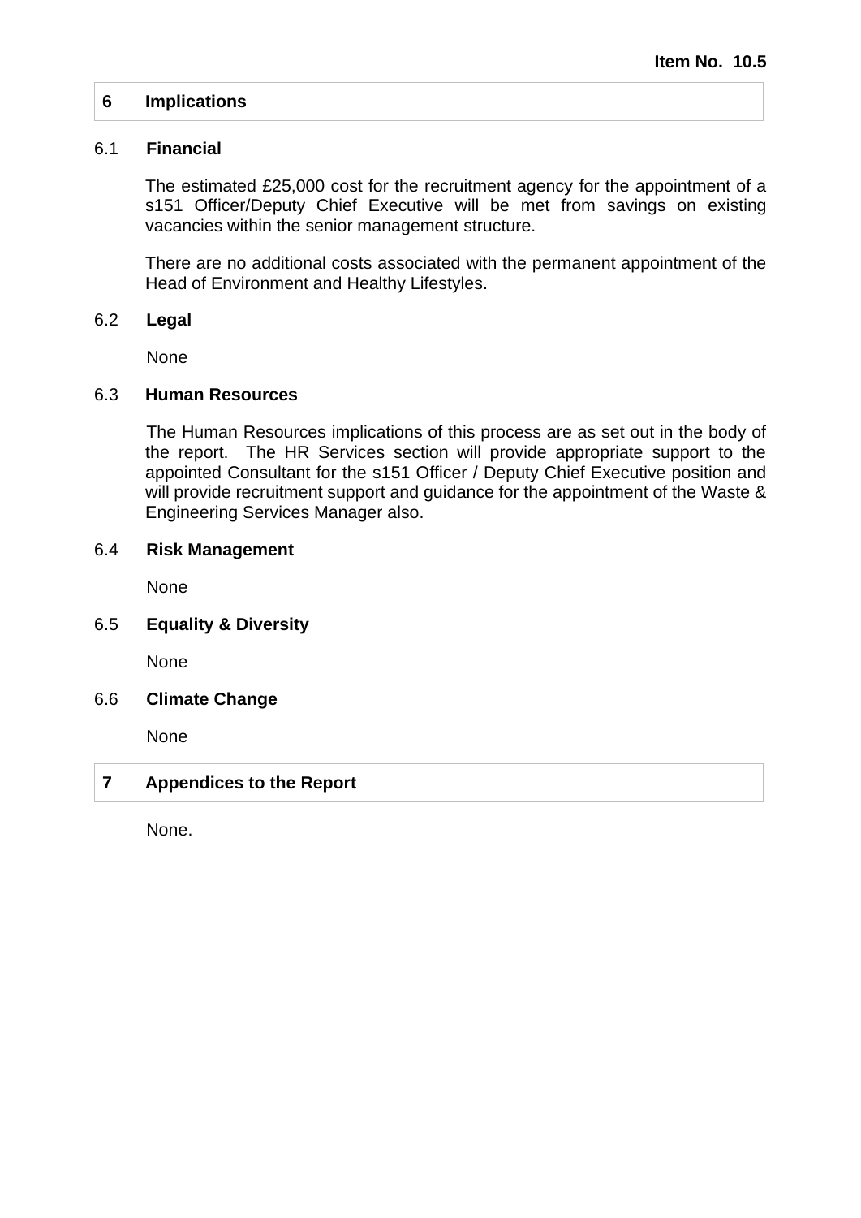**Item No. 10.5**

## 6 Implications

### 6.1 Financial

The estimated £25,000 cost for the recruitment agency for the appointment of a s151 Officer/Deputy Chief Executive will be met from savings on existing vacancies within the senior management structure.

There are no additional costs associated with the permanent appointment of the Head of Environment and Healthy Lifestyles.

### 6.2 Legal

None

### 6.3 Human Resources

The Human Resources implications of this process are as set out in the body of the report. The HR Services section will provide appropriate support to the appointed Consultant for the s151 Officer / Deputy Chief Executive position and will provide recruitment support and guidance for the appointment of the Waste & Engineering Services Manager also.

### 6.4 Risk Management

None

### 6.5 Equality & Diversity

None

### 6.6 Climate Change

None

## 7 Appendices to the Report

None.